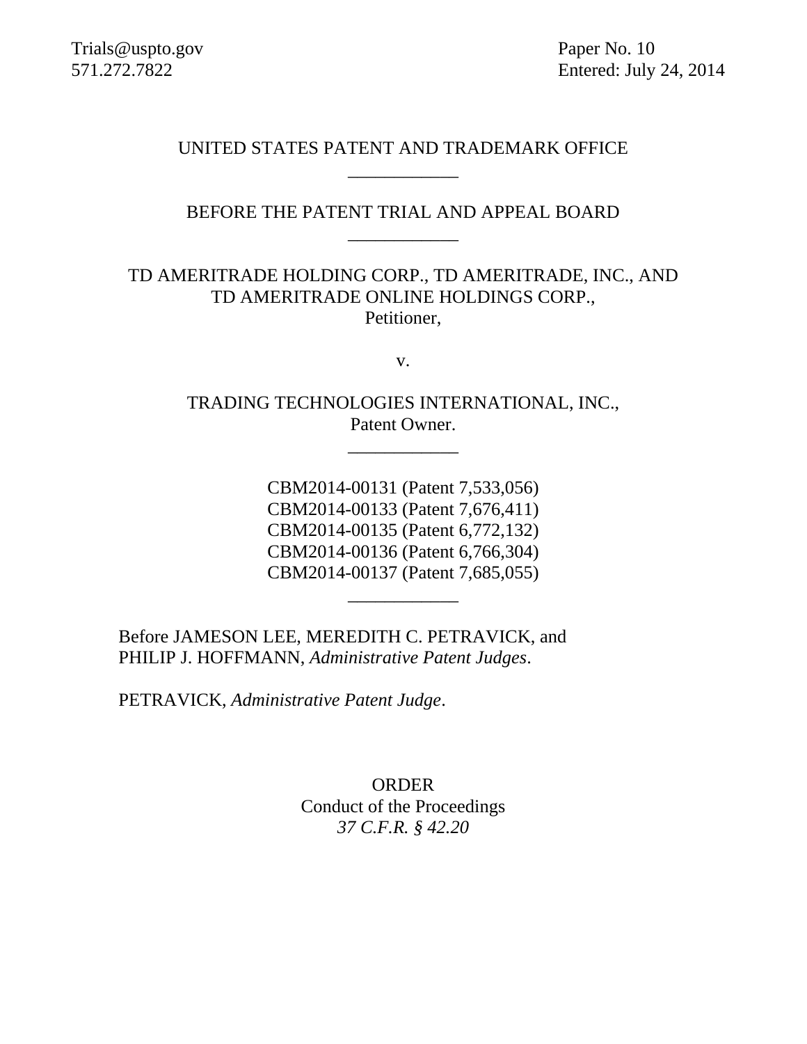Trials@uspto.gov
571.272.7822

Paper No. 10
Entered: July 24, 2014

UNITED STATES PATENT AND TRADEMARK OFFICE

---

BEFORE THE PATENT TRIAL AND APPEAL BOARD

---

TD AMERITRADE HOLDING CORP., TD AMERITRADE, INC., AND TD AMERITRADE ONLINE HOLDINGS CORP.,
Petitioner,

v.

TRADING TECHNOLOGIES INTERNATIONAL, INC.,
Patent Owner.

---

CBM2014-00131 (Patent 7,533,056)
CBM2014-00133 (Patent 7,676,411)
CBM2014-00135 (Patent 6,772,132)
CBM2014-00136 (Patent 6,766,304)
CBM2014-00137 (Patent 7,685,055)

---

Before JAMESON LEE, MEREDITH C. PETRAVICK, and PHILIP J. HOFFMANN, *Administrative Patent Judges*.

PETRAVICK, *Administrative Patent Judge*.

ORDER
Conduct of the Proceedings
*37 C.F.R. § 42.20*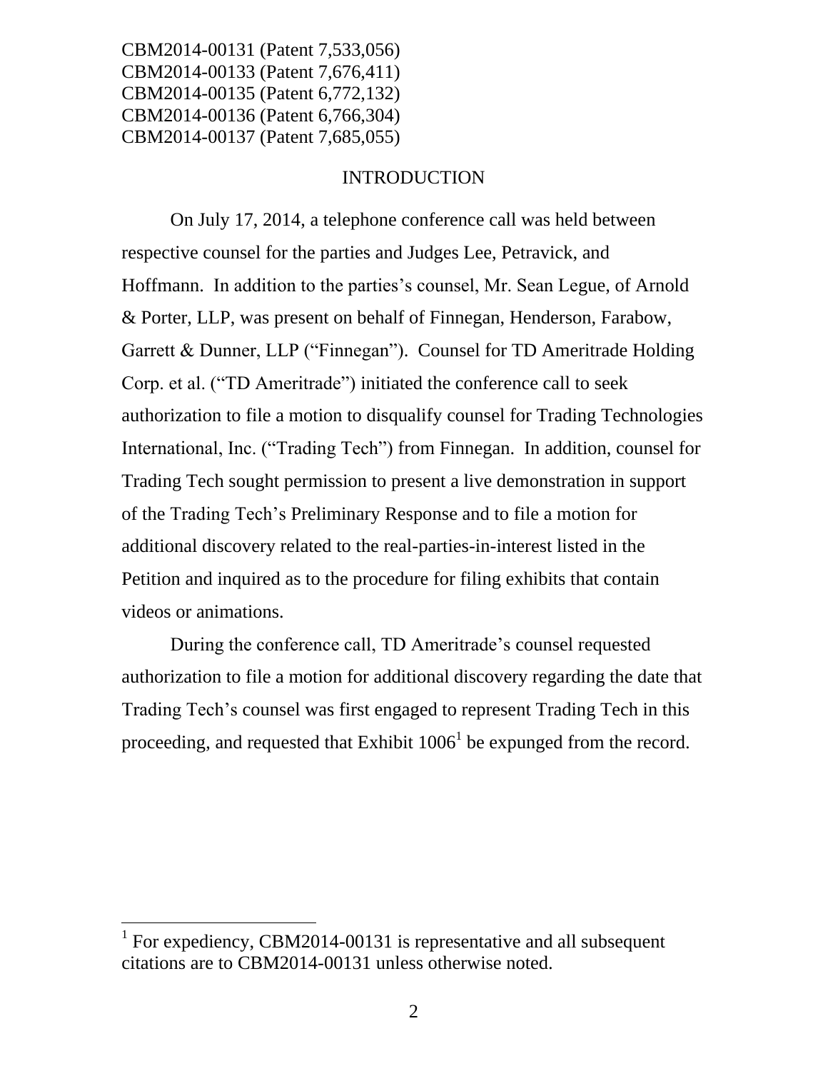CBM2014-00131 (Patent 7,533,056)
CBM2014-00133 (Patent 7,676,411)
CBM2014-00135 (Patent 6,772,132)
CBM2014-00136 (Patent 6,766,304)
CBM2014-00137 (Patent 7,685,055)

## INTRODUCTION

On July 17, 2014, a telephone conference call was held between respective counsel for the parties and Judges Lee, Petravick, and Hoffmann. In addition to the parties's counsel, Mr. Sean Legue, of Arnold & Porter, LLP, was present on behalf of Finnegan, Henderson, Farabow, Garrett & Dunner, LLP ("Finnegan"). Counsel for TD Ameritrade Holding Corp. et al. ("TD Ameritrade") initiated the conference call to seek authorization to file a motion to disqualify counsel for Trading Technologies International, Inc. ("Trading Tech") from Finnegan. In addition, counsel for Trading Tech sought permission to present a live demonstration in support of the Trading Tech's Preliminary Response and to file a motion for additional discovery related to the real-parties-in-interest listed in the Petition and inquired as to the procedure for filing exhibits that contain videos or animations.

During the conference call, TD Ameritrade's counsel requested authorization to file a motion for additional discovery regarding the date that Trading Tech's counsel was first engaged to represent Trading Tech in this proceeding, and requested that Exhibit 1006[1] be expunged from the record.

[1] For expediency, CBM2014-00131 is representative and all subsequent citations are to CBM2014-00131 unless otherwise noted.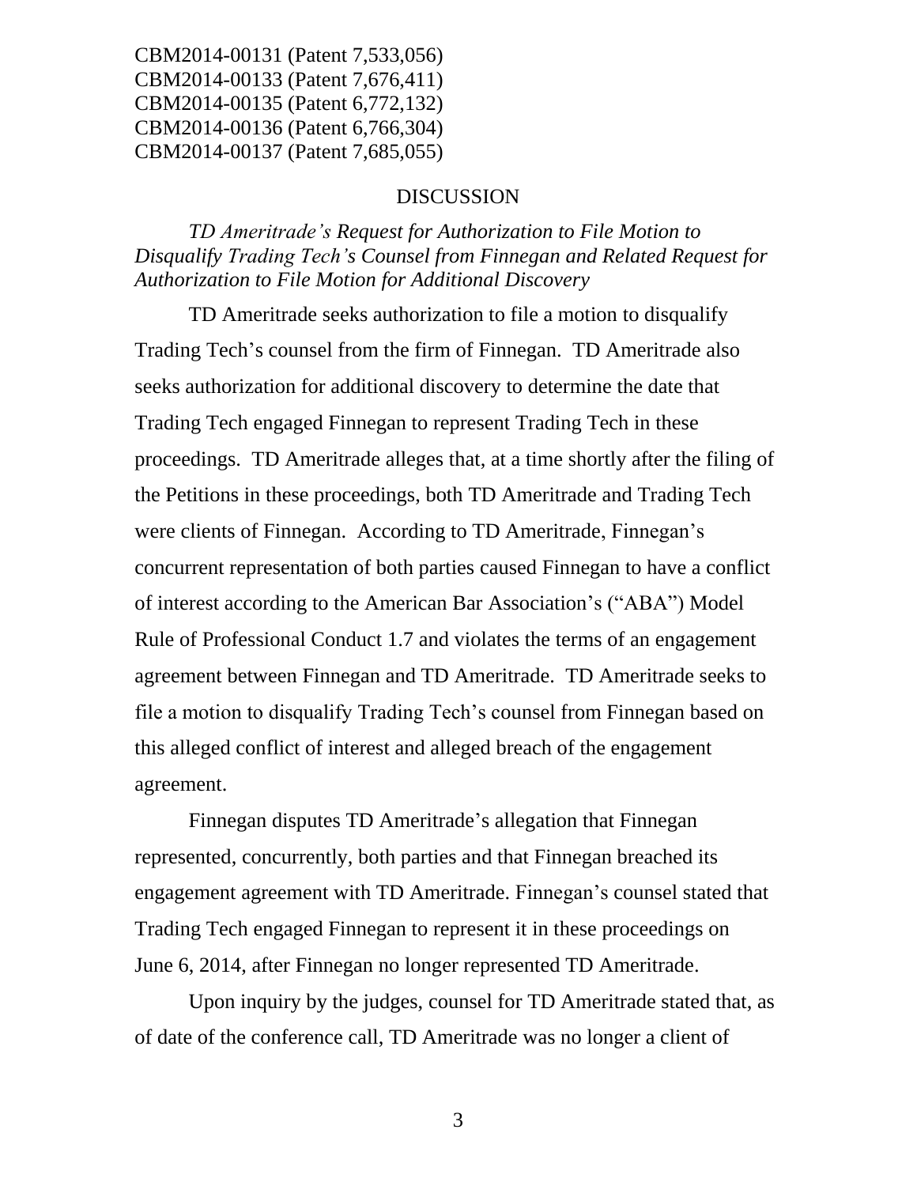CBM2014-00131 (Patent 7,533,056)
CBM2014-00133 (Patent 7,676,411)
CBM2014-00135 (Patent 6,772,132)
CBM2014-00136 (Patent 6,766,304)
CBM2014-00137 (Patent 7,685,055)

## DISCUSSION

*TD Ameritrade's Request for Authorization to File Motion to Disqualify Trading Tech's Counsel from Finnegan and Related Request for Authorization to File Motion for Additional Discovery*

TD Ameritrade seeks authorization to file a motion to disqualify Trading Tech's counsel from the firm of Finnegan. TD Ameritrade also seeks authorization for additional discovery to determine the date that Trading Tech engaged Finnegan to represent Trading Tech in these proceedings. TD Ameritrade alleges that, at a time shortly after the filing of the Petitions in these proceedings, both TD Ameritrade and Trading Tech were clients of Finnegan. According to TD Ameritrade, Finnegan's concurrent representation of both parties caused Finnegan to have a conflict of interest according to the American Bar Association's ("ABA") Model Rule of Professional Conduct 1.7 and violates the terms of an engagement agreement between Finnegan and TD Ameritrade. TD Ameritrade seeks to file a motion to disqualify Trading Tech's counsel from Finnegan based on this alleged conflict of interest and alleged breach of the engagement agreement.

Finnegan disputes TD Ameritrade's allegation that Finnegan represented, concurrently, both parties and that Finnegan breached its engagement agreement with TD Ameritrade. Finnegan's counsel stated that Trading Tech engaged Finnegan to represent it in these proceedings on June 6, 2014, after Finnegan no longer represented TD Ameritrade.

Upon inquiry by the judges, counsel for TD Ameritrade stated that, as of date of the conference call, TD Ameritrade was no longer a client of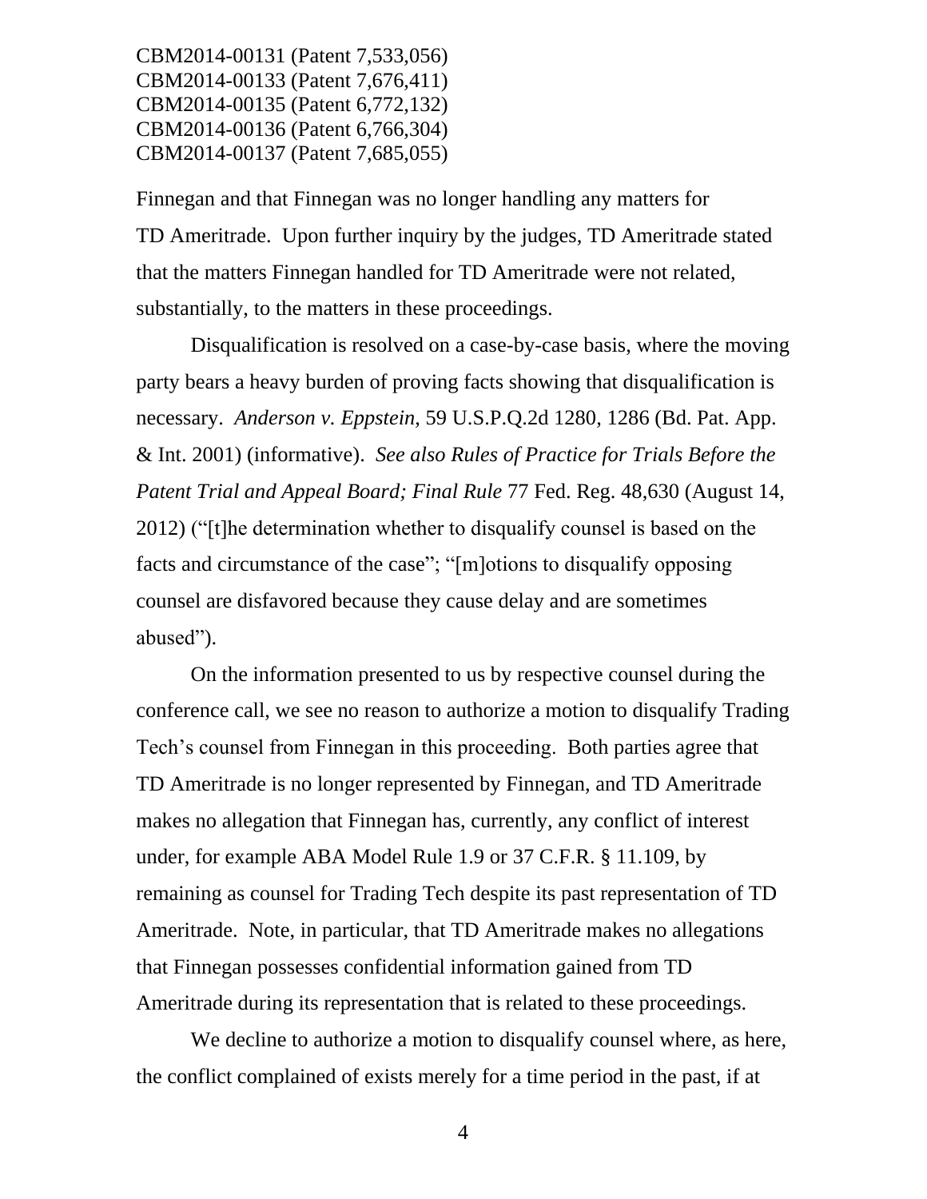Finnegan and that Finnegan was no longer handling any matters for TD Ameritrade. Upon further inquiry by the judges, TD Ameritrade stated that the matters Finnegan handled for TD Ameritrade were not related, substantially, to the matters in these proceedings.

Disqualification is resolved on a case-by-case basis, where the moving party bears a heavy burden of proving facts showing that disqualification is necessary. *Anderson v. Eppstein*, 59 U.S.P.Q.2d 1280, 1286 (Bd. Pat. App. & Int. 2001) (informative). *See also Rules of Practice for Trials Before the Patent Trial and Appeal Board; Final Rule* 77 Fed. Reg. 48,630 (August 14, 2012) ("[t]he determination whether to disqualify counsel is based on the facts and circumstance of the case"; "[m]otions to disqualify opposing counsel are disfavored because they cause delay and are sometimes abused").

On the information presented to us by respective counsel during the conference call, we see no reason to authorize a motion to disqualify Trading Tech's counsel from Finnegan in this proceeding. Both parties agree that TD Ameritrade is no longer represented by Finnegan, and TD Ameritrade makes no allegation that Finnegan has, currently, any conflict of interest under, for example ABA Model Rule 1.9 or 37 C.F.R. § 11.109, by remaining as counsel for Trading Tech despite its past representation of TD Ameritrade. Note, in particular, that TD Ameritrade makes no allegations that Finnegan possesses confidential information gained from TD Ameritrade during its representation that is related to these proceedings.

We decline to authorize a motion to disqualify counsel where, as here, the conflict complained of exists merely for a time period in the past, if at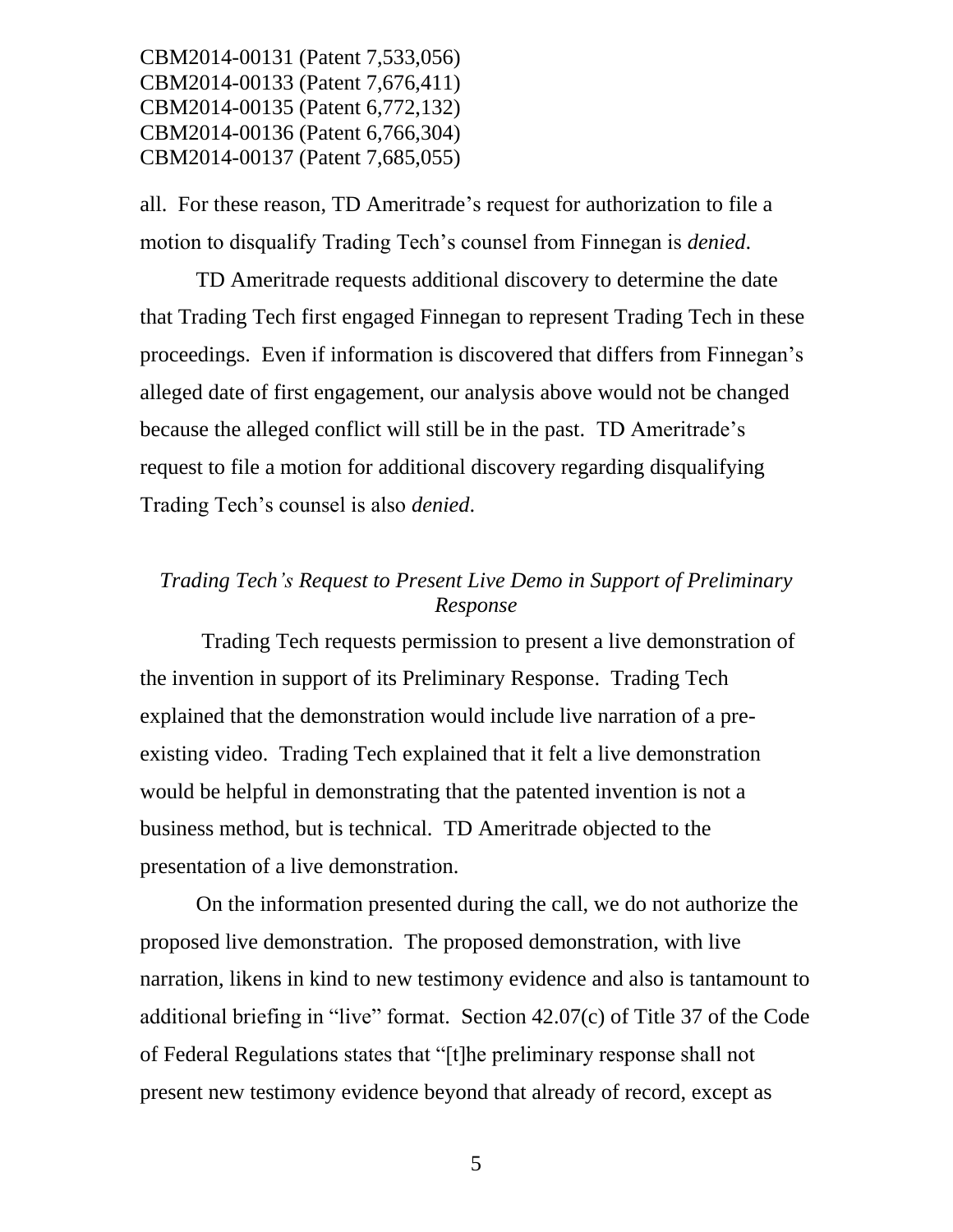all. For these reason, TD Ameritrade's request for authorization to file a motion to disqualify Trading Tech's counsel from Finnegan is *denied*.

TD Ameritrade requests additional discovery to determine the date that Trading Tech first engaged Finnegan to represent Trading Tech in these proceedings. Even if information is discovered that differs from Finnegan's alleged date of first engagement, our analysis above would not be changed because the alleged conflict will still be in the past. TD Ameritrade's request to file a motion for additional discovery regarding disqualifying Trading Tech's counsel is also *denied*.

### *Trading Tech's Request to Present Live Demo in Support of Preliminary Response*

Trading Tech requests permission to present a live demonstration of the invention in support of its Preliminary Response. Trading Tech explained that the demonstration would include live narration of a pre-existing video. Trading Tech explained that it felt a live demonstration would be helpful in demonstrating that the patented invention is not a business method, but is technical. TD Ameritrade objected to the presentation of a live demonstration.

On the information presented during the call, we do not authorize the proposed live demonstration. The proposed demonstration, with live narration, likens in kind to new testimony evidence and also is tantamount to additional briefing in "live" format. Section 42.07(c) of Title 37 of the Code of Federal Regulations states that "[t]he preliminary response shall not present new testimony evidence beyond that already of record, except as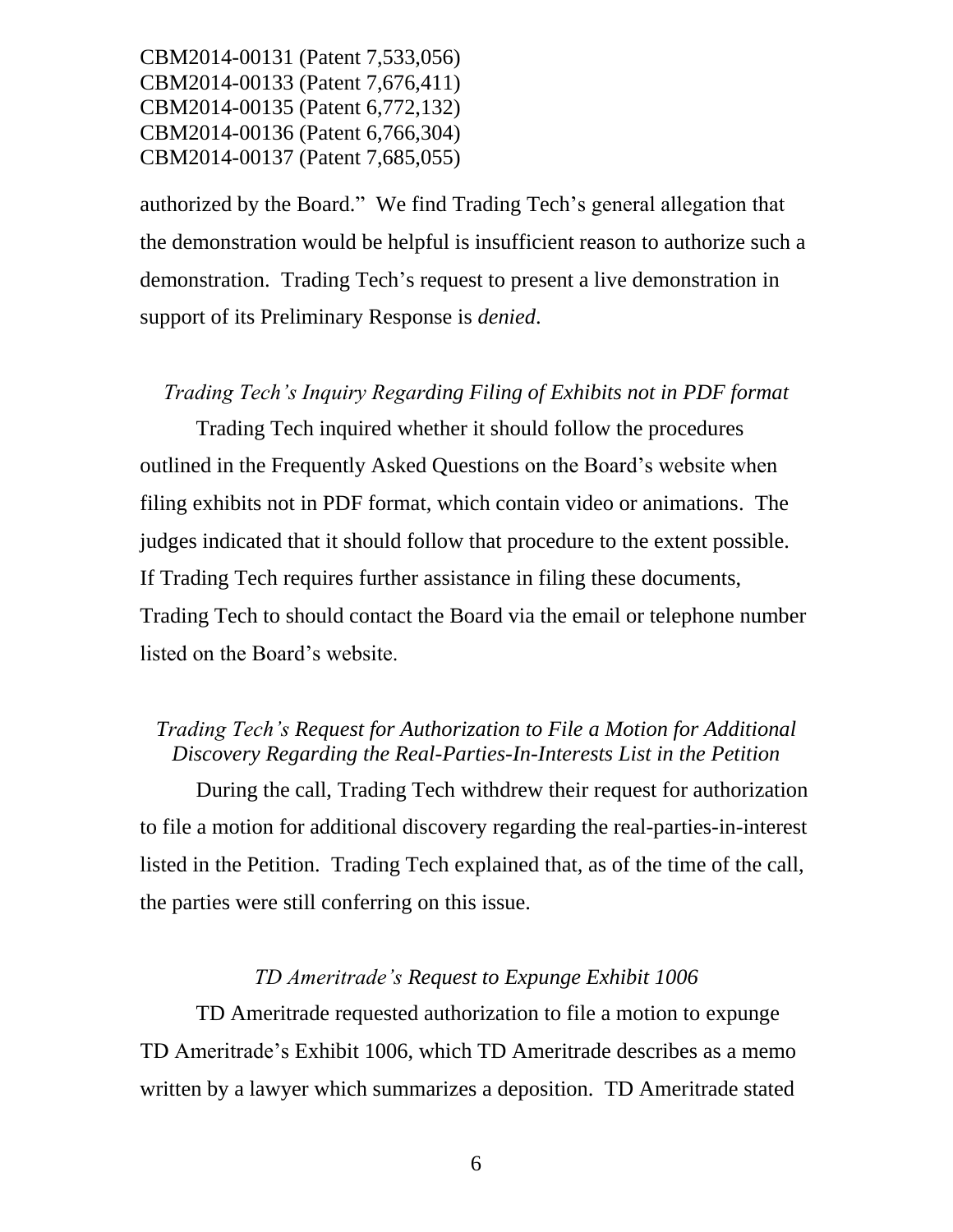authorized by the Board." We find Trading Tech's general allegation that the demonstration would be helpful is insufficient reason to authorize such a demonstration. Trading Tech's request to present a live demonstration in support of its Preliminary Response is *denied*.

*Trading Tech's Inquiry Regarding Filing of Exhibits not in PDF format*

Trading Tech inquired whether it should follow the procedures outlined in the Frequently Asked Questions on the Board's website when filing exhibits not in PDF format, which contain video or animations. The judges indicated that it should follow that procedure to the extent possible. If Trading Tech requires further assistance in filing these documents, Trading Tech to should contact the Board via the email or telephone number listed on the Board's website.

*Trading Tech's Request for Authorization to File a Motion for Additional Discovery Regarding the Real-Parties-In-Interests List in the Petition*

During the call, Trading Tech withdrew their request for authorization to file a motion for additional discovery regarding the real-parties-in-interest listed in the Petition. Trading Tech explained that, as of the time of the call, the parties were still conferring on this issue.

*TD Ameritrade's Request to Expunge Exhibit 1006*

TD Ameritrade requested authorization to file a motion to expunge TD Ameritrade's Exhibit 1006, which TD Ameritrade describes as a memo written by a lawyer which summarizes a deposition. TD Ameritrade stated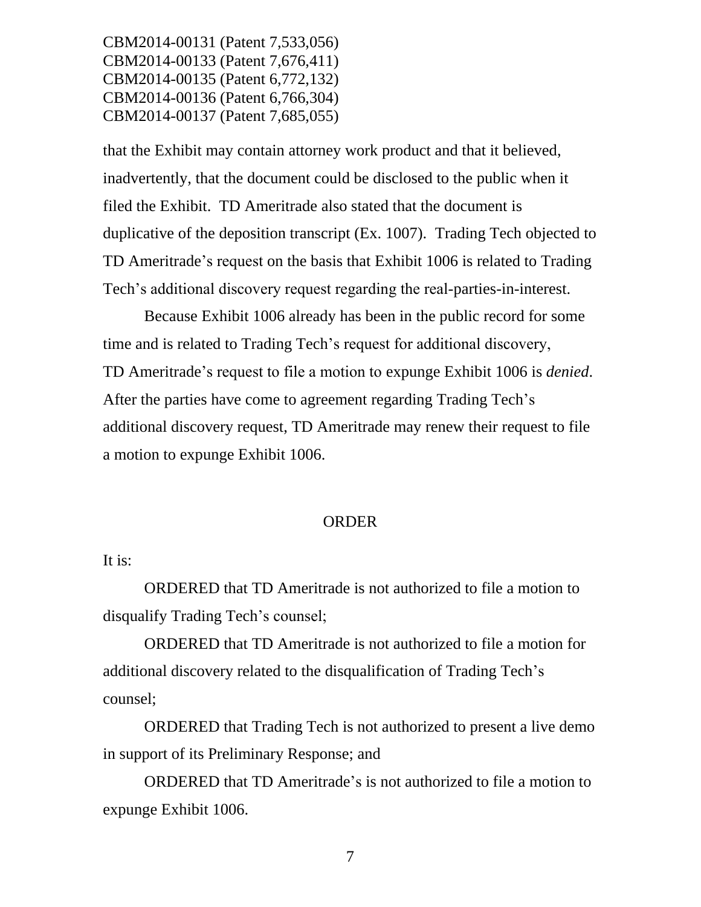that the Exhibit may contain attorney work product and that it believed, inadvertently, that the document could be disclosed to the public when it filed the Exhibit. TD Ameritrade also stated that the document is duplicative of the deposition transcript (Ex. 1007). Trading Tech objected to TD Ameritrade's request on the basis that Exhibit 1006 is related to Trading Tech's additional discovery request regarding the real-parties-in-interest.

Because Exhibit 1006 already has been in the public record for some time and is related to Trading Tech's request for additional discovery, TD Ameritrade's request to file a motion to expunge Exhibit 1006 is *denied*. After the parties have come to agreement regarding Trading Tech's additional discovery request, TD Ameritrade may renew their request to file a motion to expunge Exhibit 1006.

## ORDER

It is:

ORDERED that TD Ameritrade is not authorized to file a motion to disqualify Trading Tech's counsel;

ORDERED that TD Ameritrade is not authorized to file a motion for additional discovery related to the disqualification of Trading Tech's counsel;

ORDERED that Trading Tech is not authorized to present a live demo in support of its Preliminary Response; and

ORDERED that TD Ameritrade's is not authorized to file a motion to expunge Exhibit 1006.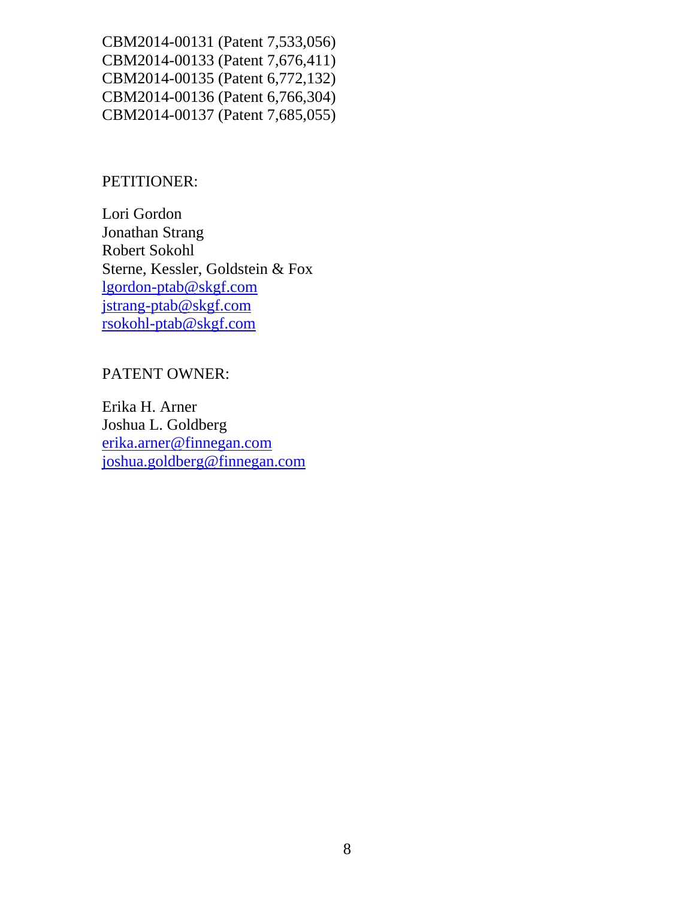CBM2014-00131 (Patent 7,533,056)
CBM2014-00133 (Patent 7,676,411)
CBM2014-00135 (Patent 6,772,132)
CBM2014-00136 (Patent 6,766,304)
CBM2014-00137 (Patent 7,685,055)

PETITIONER:

Lori Gordon
Jonathan Strang
Robert Sokohl
Sterne, Kessler, Goldstein & Fox
lgordon-ptab@skgf.com
jstrang-ptab@skgf.com
rsokohl-ptab@skgf.com

PATENT OWNER:

Erika H. Arner
Joshua L. Goldberg
erika.arner@finnegan.com
joshua.goldberg@finnegan.com